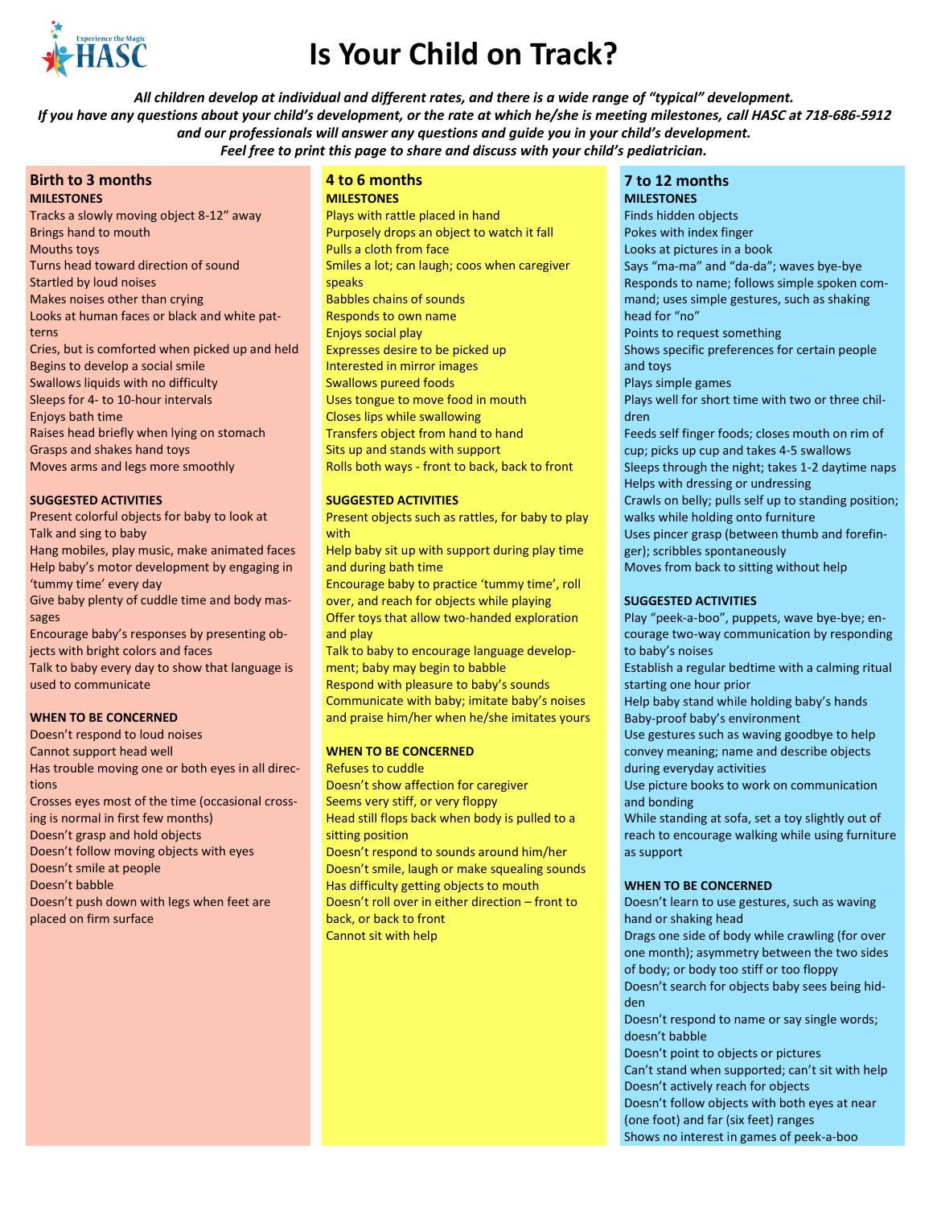# Is Your Child on Track?

***All children develop at individual and different rates, and there is a wide range of "typical" development. If you have any questions about your child's development, or the rate at which he/she is meeting milestones, call HASC at 718-686-5912 and our professionals will answer any questions and guide you in your child's development. Feel free to print this page to share and discuss with your child's pediatrician.***

## Birth to 3 months

**MILESTONES**

Tracks a slowly moving object 8-12" away
Brings hand to mouth
Mouths toys
Turns head toward direction of sound
Startled by loud noises
Makes noises other than crying
Looks at human faces or black and white patterns
Cries, but is comforted when picked up and held
Begins to develop a social smile
Swallows liquids with no difficulty
Sleeps for 4- to 10-hour intervals
Enjoys bath time
Raises head briefly when lying on stomach
Grasps and shakes hand toys
Moves arms and legs more smoothly

**SUGGESTED ACTIVITIES**

Present colorful objects for baby to look at
Talk and sing to baby
Hang mobiles, play music, make animated faces
Help baby's motor development by engaging in 'tummy time' every day
Give baby plenty of cuddle time and body massages
Encourage baby's responses by presenting objects with bright colors and faces
Talk to baby every day to show that language is used to communicate

**WHEN TO BE CONCERNED**

Doesn't respond to loud noises
Cannot support head well
Has trouble moving one or both eyes in all directions
Crosses eyes most of the time (occasional crossing is normal in first few months)
Doesn't grasp and hold objects
Doesn't follow moving objects with eyes
Doesn't smile at people
Doesn't babble
Doesn't push down with legs when feet are placed on firm surface

## 4 to 6 months

**MILESTONES**

Plays with rattle placed in hand
Purposely drops an object to watch it fall
Pulls a cloth from face
Smiles a lot; can laugh; coos when caregiver speaks
Babbles chains of sounds
Responds to own name
Enjoys social play
Expresses desire to be picked up
Interested in mirror images
Swallows pureed foods
Uses tongue to move food in mouth
Closes lips while swallowing
Transfers object from hand to hand
Sits up and stands with support
Rolls both ways - front to back, back to front

**SUGGESTED ACTIVITIES**

Present objects such as rattles, for baby to play with
Help baby sit up with support during play time and during bath time
Encourage baby to practice 'tummy time', roll over, and reach for objects while playing
Offer toys that allow two-handed exploration and play
Talk to baby to encourage language development; baby may begin to babble
Respond with pleasure to baby's sounds
Communicate with baby; imitate baby's noises and praise him/her when he/she imitates yours

**WHEN TO BE CONCERNED**

Refuses to cuddle
Doesn't show affection for caregiver
Seems very stiff, or very floppy
Head still flops back when body is pulled to a sitting position
Doesn't respond to sounds around him/her
Doesn't smile, laugh or make squealing sounds
Has difficulty getting objects to mouth
Doesn't roll over in either direction – front to back, or back to front
Cannot sit with help

## 7 to 12 months

**MILESTONES**

Finds hidden objects
Pokes with index finger
Looks at pictures in a book
Says "ma-ma" and "da-da"; waves bye-bye
Responds to name; follows simple spoken command; uses simple gestures, such as shaking head for "no"
Points to request something
Shows specific preferences for certain people and toys
Plays simple games
Plays well for short time with two or three children
Feeds self finger foods; closes mouth on rim of cup; picks up cup and takes 4-5 swallows
Sleeps through the night; takes 1-2 daytime naps
Helps with dressing or undressing
Crawls on belly; pulls self up to standing position; walks while holding onto furniture
Uses pincer grasp (between thumb and forefinger); scribbles spontaneously
Moves from back to sitting without help

**SUGGESTED ACTIVITIES**

Play "peek-a-boo", puppets, wave bye-bye; encourage two-way communication by responding to baby's noises
Establish a regular bedtime with a calming ritual starting one hour prior
Help baby stand while holding baby's hands
Baby-proof baby's environment
Use gestures such as waving goodbye to help convey meaning; name and describe objects during everyday activities
Use picture books to work on communication and bonding
While standing at sofa, set a toy slightly out of reach to encourage walking while using furniture as support

**WHEN TO BE CONCERNED**

Doesn't learn to use gestures, such as waving hand or shaking head
Drags one side of body while crawling (for over one month); asymmetry between the two sides of body; or body too stiff or too floppy
Doesn't search for objects baby sees being hidden
Doesn't respond to name or say single words; doesn't babble
Doesn't point to objects or pictures
Can't stand when supported; can't sit with help
Doesn't actively reach for objects
Doesn't follow objects with both eyes at near (one foot) and far (six feet) ranges
Shows no interest in games of peek-a-boo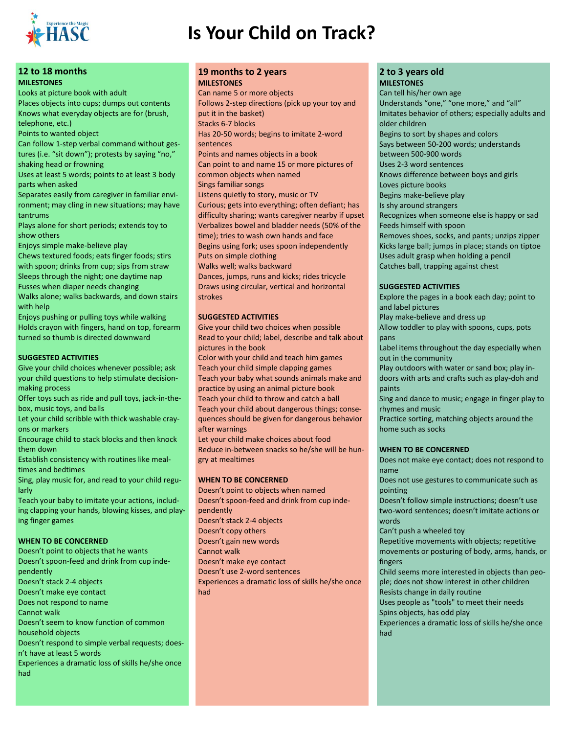# Is Your Child on Track?

## 12 to 18 months

### MILESTONES

Looks at picture book with adult
Places objects into cups; dumps out contents
Knows what everyday objects are for (brush, telephone, etc.)
Points to wanted object
Can follow 1-step verbal command without gestures (i.e. "sit down"); protests by saying "no," shaking head or frowning
Uses at least 5 words; points to at least 3 body parts when asked
Separates easily from caregiver in familiar environment; may cling in new situations; may have tantrums
Plays alone for short periods; extends toy to show others
Enjoys simple make-believe play
Chews textured foods; eats finger foods; stirs with spoon; drinks from cup; sips from straw
Sleeps through the night; one daytime nap
Fusses when diaper needs changing
Walks alone; walks backwards, and down stairs with help
Enjoys pushing or pulling toys while walking
Holds crayon with fingers, hand on top, forearm turned so thumb is directed downward

### SUGGESTED ACTIVITIES

Give your child choices whenever possible; ask your child questions to help stimulate decision-making process
Offer toys such as ride and pull toys, jack-in-the-box, music toys, and balls
Let your child scribble with thick washable crayons or markers
Encourage child to stack blocks and then knock them down
Establish consistency with routines like mealtimes and bedtimes
Sing, play music for, and read to your child regularly
Teach your baby to imitate your actions, including clapping your hands, blowing kisses, and playing finger games

### WHEN TO BE CONCERNED

Doesn't point to objects that he wants
Doesn't spoon-feed and drink from cup independently
Doesn't stack 2-4 objects
Doesn't make eye contact
Does not respond to name
Cannot walk
Doesn't seem to know function of common household objects
Doesn't respond to simple verbal requests; doesn't have at least 5 words
Experiences a dramatic loss of skills he/she once had

## 19 months to 2 years

### MILESTONES

Can name 5 or more objects
Follows 2-step directions (pick up your toy and put it in the basket)
Stacks 6-7 blocks
Has 20-50 words; begins to imitate 2-word sentences
Points and names objects in a book
Can point to and name 15 or more pictures of common objects when named
Sings familiar songs
Listens quietly to story, music or TV
Curious; gets into everything; often defiant; has difficulty sharing; wants caregiver nearby if upset
Verbalizes bowel and bladder needs (50% of the time); tries to wash own hands and face
Begins using fork; uses spoon independently
Puts on simple clothing
Walks well; walks backward
Dances, jumps, runs and kicks; rides tricycle
Draws using circular, vertical and horizontal strokes

### SUGGESTED ACTIVITIES

Give your child two choices when possible
Read to your child; label, describe and talk about pictures in the book
Color with your child and teach him games
Teach your child simple clapping games
Teach your baby what sounds animals make and practice by using an animal picture book
Teach your child to throw and catch a ball
Teach your child about dangerous things; consequences should be given for dangerous behavior after warnings
Let your child make choices about food
Reduce in-between snacks so he/she will be hungry at mealtimes

### WHEN TO BE CONCERNED

Doesn't point to objects when named
Doesn't spoon-feed and drink from cup independently
Doesn't stack 2-4 objects
Doesn't copy others
Doesn't gain new words
Cannot walk
Doesn't make eye contact
Doesn't use 2-word sentences
Experiences a dramatic loss of skills he/she once had

## 2 to 3 years old

### MILESTONES

Can tell his/her own age
Understands "one," "one more," and "all"
Imitates behavior of others; especially adults and older children
Begins to sort by shapes and colors
Says between 50-200 words; understands between 500-900 words
Uses 2-3 word sentences
Knows difference between boys and girls
Loves picture books
Begins make-believe play
Is shy around strangers
Recognizes when someone else is happy or sad
Feeds himself with spoon
Removes shoes, socks, and pants; unzips zipper
Kicks large ball; jumps in place; stands on tiptoe
Uses adult grasp when holding a pencil
Catches ball, trapping against chest

### SUGGESTED ACTIVITIES

Explore the pages in a book each day; point to and label pictures
Play make-believe and dress up
Allow toddler to play with spoons, cups, pots pans
Label items throughout the day especially when out in the community
Play outdoors with water or sand box; play indoors with arts and crafts such as play-doh and paints
Sing and dance to music; engage in finger play to rhymes and music
Practice sorting, matching objects around the home such as socks

### WHEN TO BE CONCERNED

Does not make eye contact; does not respond to name
Does not use gestures to communicate such as pointing
Doesn't follow simple instructions; doesn't use two-word sentences; doesn't imitate actions or words
Can't push a wheeled toy
Repetitive movements with objects; repetitive movements or posturing of body, arms, hands, or fingers
Child seems more interested in objects than people; does not show interest in other children
Resists change in daily routine
Uses people as "tools" to meet their needs
Spins objects, has odd play
Experiences a dramatic loss of skills he/she once had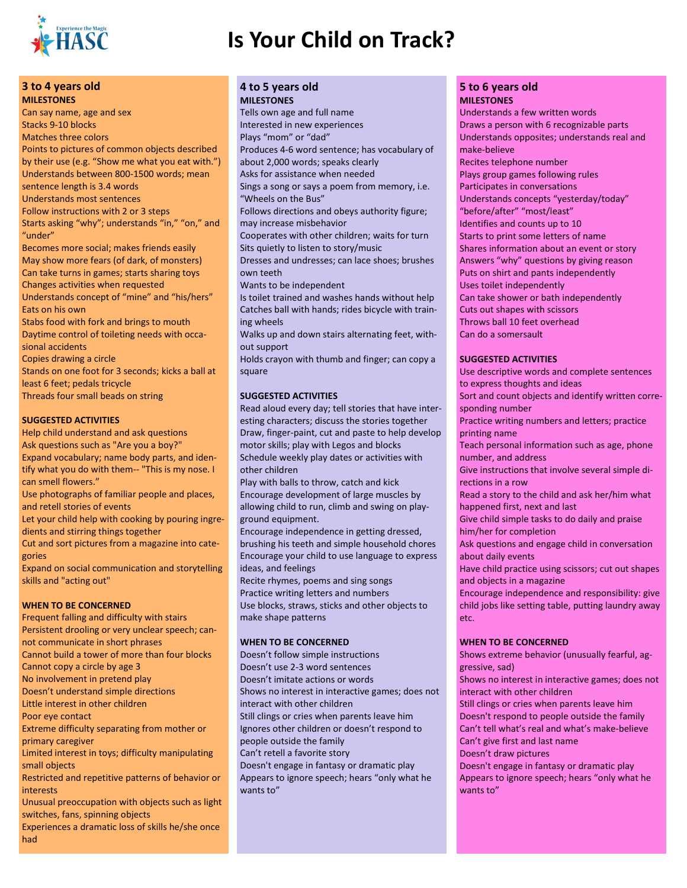# Is Your Child on Track?

## 3 to 4 years old

**MILESTONES**

Can say name, age and sex
Stacks 9-10 blocks
Matches three colors
Points to pictures of common objects described by their use (e.g. "Show me what you eat with.")
Understands between 800-1500 words; mean sentence length is 3.4 words
Understands most sentences
Follow instructions with 2 or 3 steps
Starts asking "why"; understands "in," "on," and "under"
Becomes more social; makes friends easily
May show more fears (of dark, of monsters)
Can take turns in games; starts sharing toys
Changes activities when requested
Understands concept of "mine" and "his/hers"
Eats on his own
Stabs food with fork and brings to mouth
Daytime control of toileting needs with occasional accidents
Copies drawing a circle
Stands on one foot for 3 seconds; kicks a ball at least 6 feet; pedals tricycle
Threads four small beads on string

**SUGGESTED ACTIVITIES**

Help child understand and ask questions
Ask questions such as "Are you a boy?"
Expand vocabulary; name body parts, and identify what you do with them-- "This is my nose. I can smell flowers."
Use photographs of familiar people and places, and retell stories of events
Let your child help with cooking by pouring ingredients and stirring things together
Cut and sort pictures from a magazine into categories
Expand on social communication and storytelling skills and "acting out"

**WHEN TO BE CONCERNED**

Frequent falling and difficulty with stairs
Persistent drooling or very unclear speech; cannot communicate in short phrases
Cannot build a tower of more than four blocks
Cannot copy a circle by age 3
No involvement in pretend play
Doesn't understand simple directions
Little interest in other children
Poor eye contact
Extreme difficulty separating from mother or primary caregiver
Limited interest in toys; difficulty manipulating small objects
Restricted and repetitive patterns of behavior or interests
Unusual preoccupation with objects such as light switches, fans, spinning objects
Experiences a dramatic loss of skills he/she once had

## 4 to 5 years old

**MILESTONES**

Tells own age and full name
Interested in new experiences
Plays "mom" or "dad"
Produces 4-6 word sentence; has vocabulary of about 2,000 words; speaks clearly
Asks for assistance when needed
Sings a song or says a poem from memory, i.e. "Wheels on the Bus"
Follows directions and obeys authority figure; may increase misbehavior
Cooperates with other children; waits for turn
Sits quietly to listen to story/music
Dresses and undresses; can lace shoes; brushes own teeth
Wants to be independent
Is toilet trained and washes hands without help
Catches ball with hands; rides bicycle with training wheels
Walks up and down stairs alternating feet, without support
Holds crayon with thumb and finger; can copy a square

**SUGGESTED ACTIVITIES**

Read aloud every day; tell stories that have interesting characters; discuss the stories together
Draw, finger-paint, cut and paste to help develop motor skills; play with Legos and blocks
Schedule weekly play dates or activities with other children
Play with balls to throw, catch and kick
Encourage development of large muscles by allowing child to run, climb and swing on playground equipment.
Encourage independence in getting dressed, brushing his teeth and simple household chores
Encourage your child to use language to express ideas, and feelings
Recite rhymes, poems and sing songs
Practice writing letters and numbers
Use blocks, straws, sticks and other objects to make shape patterns

**WHEN TO BE CONCERNED**

Doesn't follow simple instructions
Doesn't use 2-3 word sentences
Doesn't imitate actions or words
Shows no interest in interactive games; does not interact with other children
Still clings or cries when parents leave him
Ignores other children or doesn't respond to people outside the family
Can't retell a favorite story
Doesn't engage in fantasy or dramatic play
Appears to ignore speech; hears "only what he wants to"

## 5 to 6 years old

**MILESTONES**

Understands a few written words
Draws a person with 6 recognizable parts
Understands opposites; understands real and make-believe
Recites telephone number
Plays group games following rules
Participates in conversations
Understands concepts "yesterday/today" "before/after" "most/least"
Identifies and counts up to 10
Starts to print some letters of name
Shares information about an event or story
Answers "why" questions by giving reason
Puts on shirt and pants independently
Uses toilet independently
Can take shower or bath independently
Cuts out shapes with scissors
Throws ball 10 feet overhead
Can do a somersault

**SUGGESTED ACTIVITIES**

Use descriptive words and complete sentences to express thoughts and ideas
Sort and count objects and identify written corresponding number
Practice writing numbers and letters; practice printing name
Teach personal information such as age, phone number, and address
Give instructions that involve several simple directions in a row
Read a story to the child and ask her/him what happened first, next and last
Give child simple tasks to do daily and praise him/her for completion
Ask questions and engage child in conversation about daily events
Have child practice using scissors; cut out shapes and objects in a magazine
Encourage independence and responsibility: give child jobs like setting table, putting laundry away etc.

**WHEN TO BE CONCERNED**

Shows extreme behavior (unusually fearful, aggressive, sad)
Shows no interest in interactive games; does not interact with other children
Still clings or cries when parents leave him
Doesn't respond to people outside the family
Can't tell what's real and what's make-believe
Can't give first and last name
Doesn't draw pictures
Doesn't engage in fantasy or dramatic play
Appears to ignore speech; hears "only what he wants to"